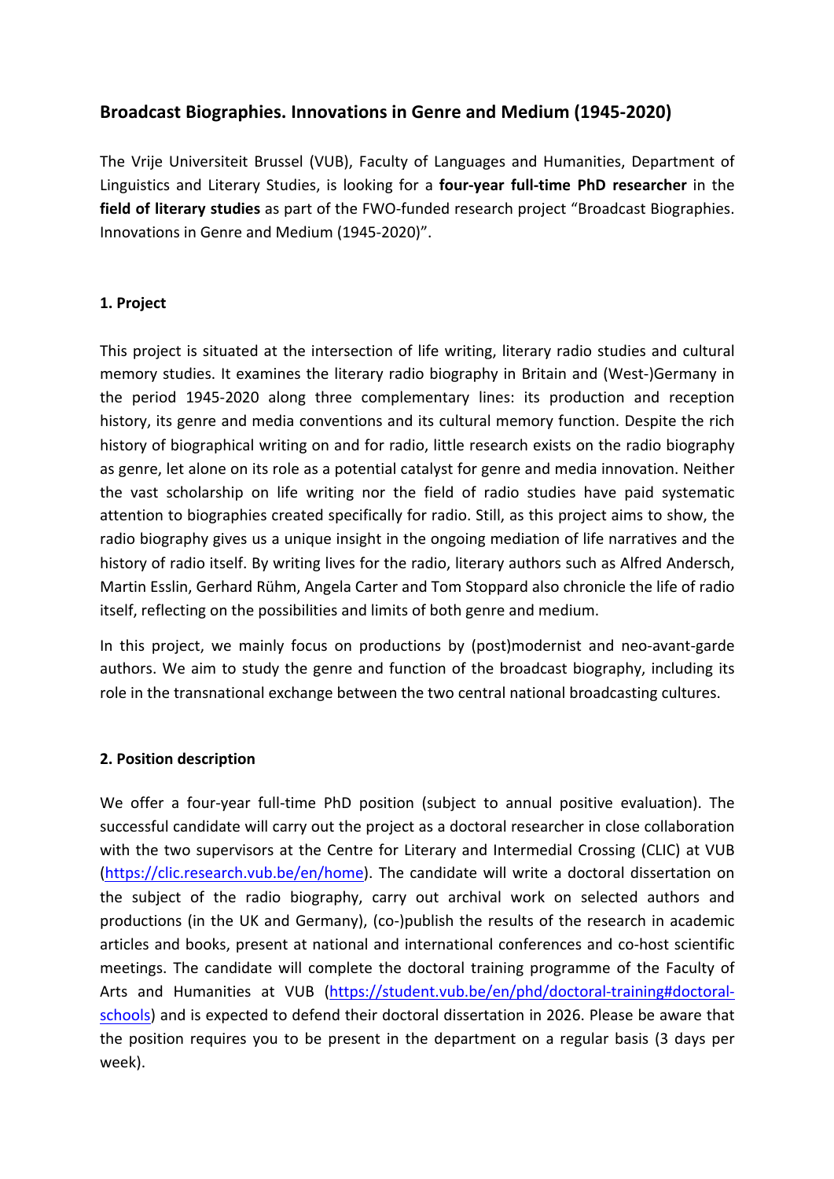# Broadcast Biographies. Innovations in Genre and Medium (1945-2020)

The Vrije Universiteit Brussel (VUB), Faculty of Languages and Humanities, Department of Linguistics and Literary Studies, is looking for a **four-year full-time PhD researcher** in the **field of literary studies** as part of the FWO-funded research project “Broadcast Biographies. Innovations in Genre and Medium (1945-2020)”.

## 1. Project

This project is situated at the intersection of life writing, literary radio studies and cultural memory studies. It examines the literary radio biography in Britain and (West-)Germany in the period 1945-2020 along three complementary lines: its production and reception history, its genre and media conventions and its cultural memory function. Despite the rich history of biographical writing on and for radio, little research exists on the radio biography as genre, let alone on its role as a potential catalyst for genre and media innovation. Neither the vast scholarship on life writing nor the field of radio studies have paid systematic attention to biographies created specifically for radio. Still, as this project aims to show, the radio biography gives us a unique insight in the ongoing mediation of life narratives and the history of radio itself. By writing lives for the radio, literary authors such as Alfred Andersch, Martin Esslin, Gerhard Rühm, Angela Carter and Tom Stoppard also chronicle the life of radio itself, reflecting on the possibilities and limits of both genre and medium.

In this project, we mainly focus on productions by (post)modernist and neo-avant-garde authors. We aim to study the genre and function of the broadcast biography, including its role in the transnational exchange between the two central national broadcasting cultures.

## 2. Position description

We offer a four-year full-time PhD position (subject to annual positive evaluation). The successful candidate will carry out the project as a doctoral researcher in close collaboration with the two supervisors at the Centre for Literary and Intermedial Crossing (CLIC) at VUB (https://clic.research.vub.be/en/home). The candidate will write a doctoral dissertation on the subject of the radio biography, carry out archival work on selected authors and productions (in the UK and Germany), (co-)publish the results of the research in academic articles and books, present at national and international conferences and co-host scientific meetings. The candidate will complete the doctoral training programme of the Faculty of Arts and Humanities at VUB (https://student.vub.be/en/phd/doctoral-training#doctoral-schools) and is expected to defend their doctoral dissertation in 2026. Please be aware that the position requires you to be present in the department on a regular basis (3 days per week).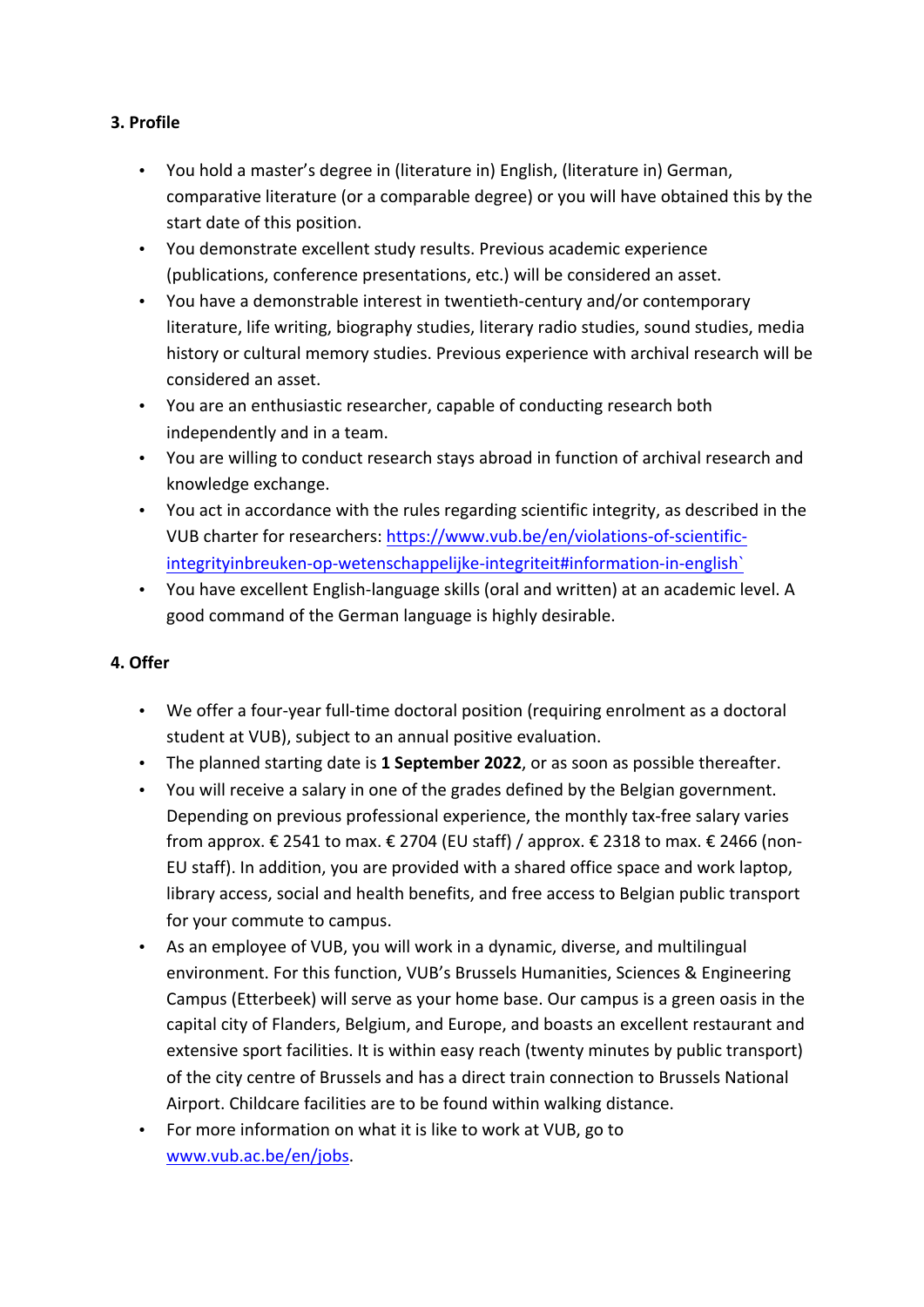### 3. Profile

- You hold a master's degree in (literature in) English, (literature in) German, comparative literature (or a comparable degree) or you will have obtained this by the start date of this position.
- You demonstrate excellent study results. Previous academic experience (publications, conference presentations, etc.) will be considered an asset.
- You have a demonstrable interest in twentieth-century and/or contemporary literature, life writing, biography studies, literary radio studies, sound studies, media history or cultural memory studies. Previous experience with archival research will be considered an asset.
- You are an enthusiastic researcher, capable of conducting research both independently and in a team.
- You are willing to conduct research stays abroad in function of archival research and knowledge exchange.
- You act in accordance with the rules regarding scientific integrity, as described in the VUB charter for researchers: [https://www.vub.be/en/violations-of-scientific-integrityinbreuken-op-wetenschappelijke-integriteit#information-in-english`](https://www.vub.be/en/violations-of-scientific-integrityinbreuken-op-wetenschappelijke-integriteit#information-in-english)
- You have excellent English-language skills (oral and written) at an academic level. A good command of the German language is highly desirable.

### 4. Offer

- We offer a four-year full-time doctoral position (requiring enrolment as a doctoral student at VUB), subject to an annual positive evaluation.
- The planned starting date is **1 September 2022**, or as soon as possible thereafter.
- You will receive a salary in one of the grades defined by the Belgian government. Depending on previous professional experience, the monthly tax-free salary varies from approx. € 2541 to max. € 2704 (EU staff) / approx. € 2318 to max. € 2466 (non-EU staff). In addition, you are provided with a shared office space and work laptop, library access, social and health benefits, and free access to Belgian public transport for your commute to campus.
- As an employee of VUB, you will work in a dynamic, diverse, and multilingual environment. For this function, VUB's Brussels Humanities, Sciences & Engineering Campus (Etterbeek) will serve as your home base. Our campus is a green oasis in the capital city of Flanders, Belgium, and Europe, and boasts an excellent restaurant and extensive sport facilities. It is within easy reach (twenty minutes by public transport) of the city centre of Brussels and has a direct train connection to Brussels National Airport. Childcare facilities are to be found within walking distance.
- For more information on what it is like to work at VUB, go to [www.vub.ac.be/en/jobs](http://www.vub.ac.be/en/jobs).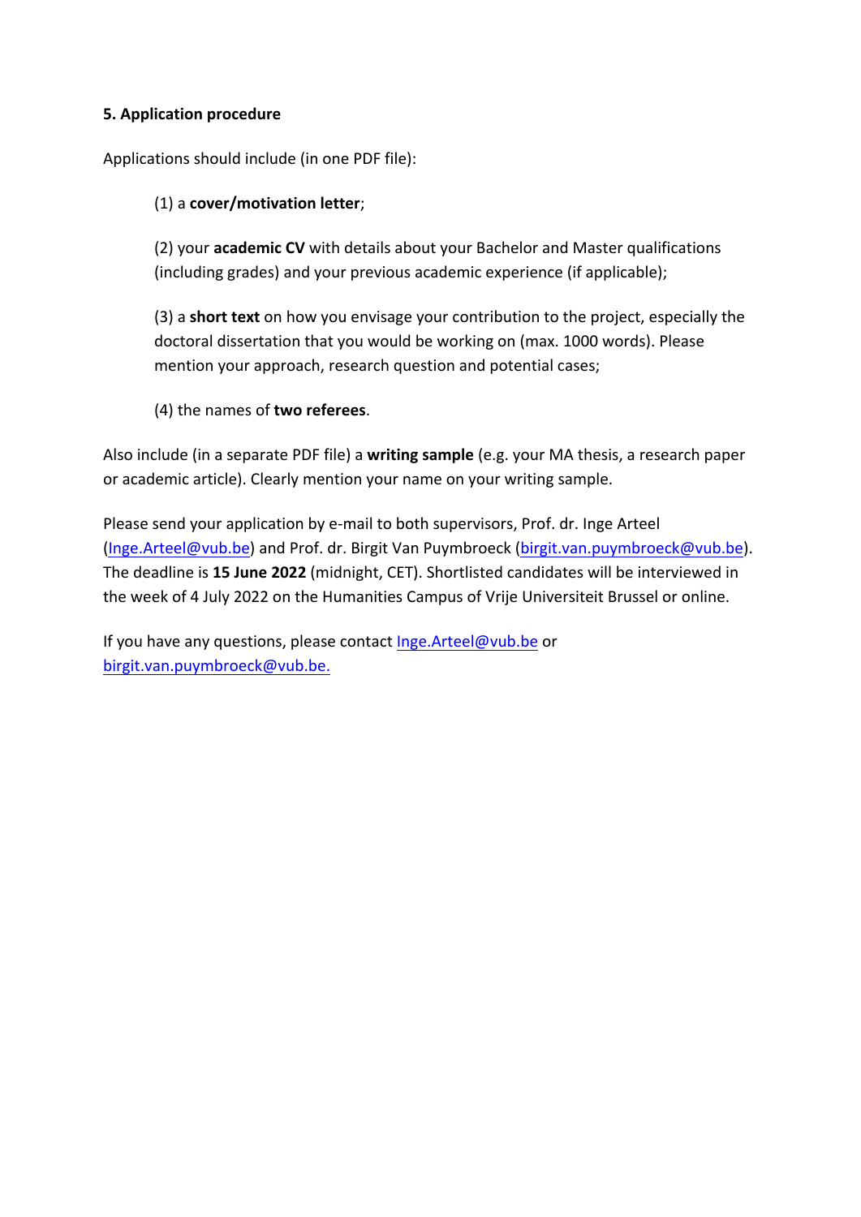**5. Application procedure**

Applications should include (in one PDF file):

(1) a **cover/motivation letter**;

(2) your **academic CV** with details about your Bachelor and Master qualifications (including grades) and your previous academic experience (if applicable);

(3) a **short text** on how you envisage your contribution to the project, especially the doctoral dissertation that you would be working on (max. 1000 words). Please mention your approach, research question and potential cases;

(4) the names of **two referees**.

Also include (in a separate PDF file) a **writing sample** (e.g. your MA thesis, a research paper or academic article). Clearly mention your name on your writing sample.

Please send your application by e-mail to both supervisors, Prof. dr. Inge Arteel (Inge.Arteel@vub.be) and Prof. dr. Birgit Van Puymbroeck (birgit.van.puymbroeck@vub.be). The deadline is **15 June 2022** (midnight, CET). Shortlisted candidates will be interviewed in the week of 4 July 2022 on the Humanities Campus of Vrije Universiteit Brussel or online.

If you have any questions, please contact Inge.Arteel@vub.be or birgit.van.puymbroeck@vub.be.